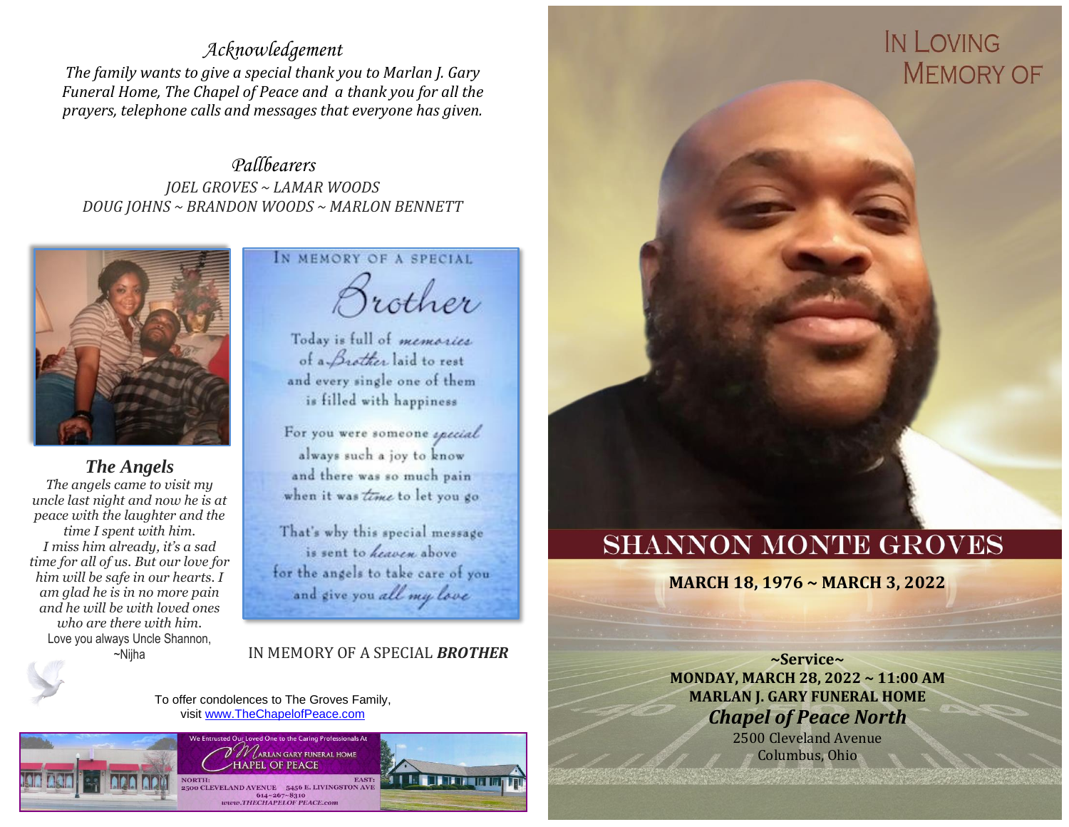## *Acknowledgement*

*The family wants to give a special thank you to Marlan J. Gary Funeral Home, The Chapel of Peace and a thank you for all the prayers, telephone calls and messages that everyone has given.*

## *Pallbearers*

*JOEL GROVES ~ LAMAR WOODS*
*DOUG JOHNS ~ BRANDON WOODS ~ MARLON BENNETT*

### *The Angels*

*The angels came to visit my uncle last night and now he is at peace with the laughter and the time I spent with him.*
*I miss him already, it's a sad time for all of us. But our love for him will be safe in our hearts. I am glad he is in no more pain and he will be with loved ones who are there with him.*
Love you always Uncle Shannon,
~Nijha

IN MEMORY OF A SPECIAL

Brother

Today is full of memories
of a Brother laid to rest
and every single one of them
is filled with happiness

For you were someone special
always such a joy to know
and there was so much pain
when it was time to let you go

That's why this special message
is sent to heaven above
for the angels to take care of you
and give you all my love

IN MEMORY OF A SPECIAL ***BROTHER***

To offer condolences to The Groves Family,
visit www.TheChapelofPeace.com

We Entrusted Our Loved One to the Caring Professionals At
MARLAN GARY FUNERAL HOME
CHAPEL OF PEACE
NORTH: 2500 CLEVELAND AVENUE
EAST: 5456 E. LIVINGSTON AVE
614-267-8310
www.THECHAPELOFPEACE.com

# IN LOVING MEMORY OF

# SHANNON MONTE GROVES

**MARCH 18, 1976 ~ MARCH 3, 2022**

**~Service~**
**MONDAY, MARCH 28, 2022 ~ 11:00 AM**
**MARLAN J. GARY FUNERAL HOME**
***Chapel of Peace North***
2500 Cleveland Avenue
Columbus, Ohio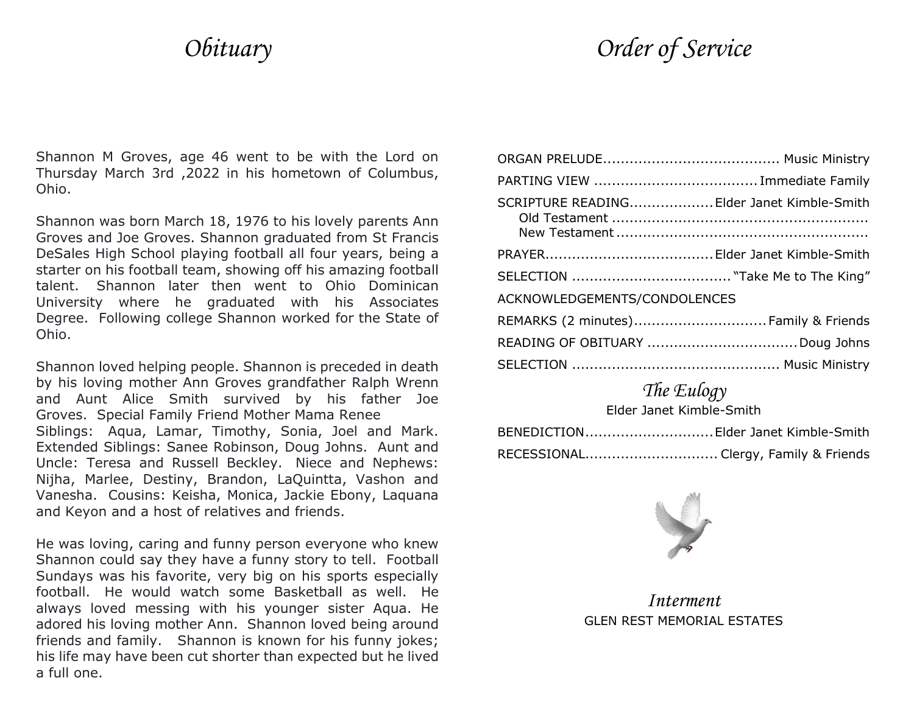# *Obituary*

Shannon M Groves, age 46 went to be with the Lord on Thursday March 3rd ,2022 in his hometown of Columbus, Ohio.

Shannon was born March 18, 1976 to his lovely parents Ann Groves and Joe Groves. Shannon graduated from St Francis DeSales High School playing football all four years, being a starter on his football team, showing off his amazing football talent. Shannon later then went to Ohio Dominican University where he graduated with his Associates Degree. Following college Shannon worked for the State of Ohio.

Shannon loved helping people. Shannon is preceded in death by his loving mother Ann Groves grandfather Ralph Wrenn and Aunt Alice Smith survived by his father Joe Groves. Special Family Friend Mother Mama Renee
Siblings: Aqua, Lamar, Timothy, Sonia, Joel and Mark. Extended Siblings: Sanee Robinson, Doug Johns. Aunt and Uncle: Teresa and Russell Beckley. Niece and Nephews: Nijha, Marlee, Destiny, Brandon, LaQuintta, Vashon and Vanesha. Cousins: Keisha, Monica, Jackie Ebony, Laquana and Keyon and a host of relatives and friends.

He was loving, caring and funny person everyone who knew Shannon could say they have a funny story to tell. Football Sundays was his favorite, very big on his sports especially football. He would watch some Basketball as well. He always loved messing with his younger sister Aqua. He adored his loving mother Ann. Shannon loved being around friends and family. Shannon is known for his funny jokes; his life may have been cut shorter than expected but he lived a full one.

# *Order of Service*

ORGAN PRELUDE........................................ Music Ministry

PARTING VIEW ..................................... Immediate Family

SCRIPTURE READING................... Elder Janet Kimble-Smith
- Old Testament ..........................................................
- New Testament .........................................................

PRAYER...................................... Elder Janet Kimble-Smith

SELECTION .................................... "Take Me to The King"

ACKNOWLEDGEMENTS/CONDOLENCES

REMARKS (2 minutes).............................. Family & Friends

READING OF OBITUARY .................................. Doug Johns

SELECTION ............................................... Music Ministry

## *The Eulogy*

Elder Janet Kimble-Smith

BENEDICTION............................. Elder Janet Kimble-Smith

RECESSIONAL.............................. Clergy, Family & Friends

## *Interment*

GLEN REST MEMORIAL ESTATES